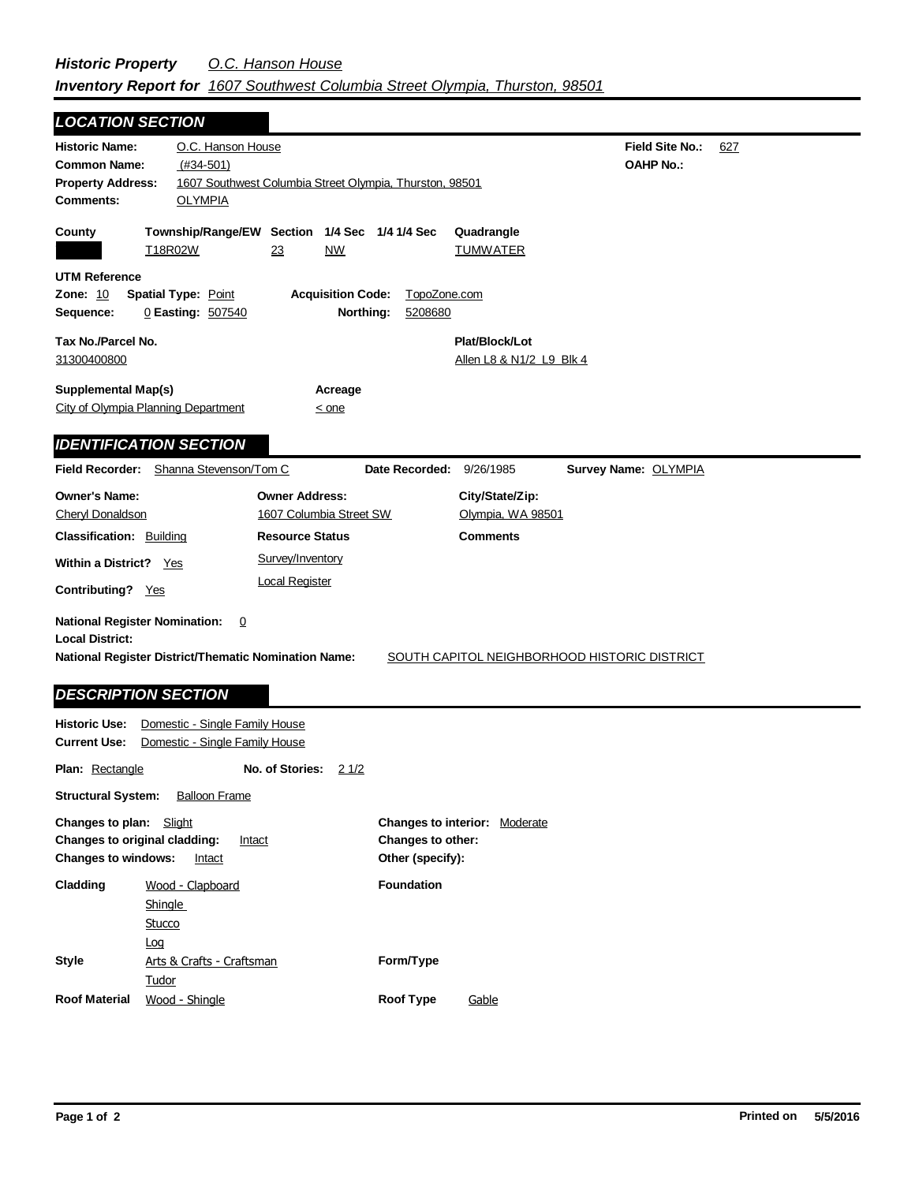***Historic Property*** *O.C. Hanson House*

***Inventory Report for*** *1607 Southwest Columbia Street Olympia, Thurston, 98501*

## *LOCATION SECTION*

**Historic Name:** O.C. Hanson House
**Field Site No.:** 627
**Common Name:** (#34-501)
**OAHP No.:**
**Property Address:** 1607 Southwest Columbia Street Olympia, Thurston, 98501
**Comments:** OLYMPIA

| County | Township/Range/EW | Section | 1/4 Sec | 1/4 1/4 Sec | Quadrangle |
|---|---|---|---|---|---|
| | T18R02W | 23 | NW | | TUMWATER |

**UTM Reference**
**Zone:** 10 **Spatial Type:** Point **Acquisition Code:** TopoZone.com
**Sequence:** 0 **Easting:** 507540 **Northing:** 5208680

**Tax No./Parcel No.**
31300400800

**Plat/Block/Lot**
Allen L8 & N1/2 L9 Blk 4

**Supplemental Map(s)**
City of Olympia Planning Department

**Acreage**
< one

## *IDENTIFICATION SECTION*

**Field Recorder:** Shanna Stevenson/Tom C **Date Recorded:** 9/26/1985 **Survey Name:** OLYMPIA

| Owner's Name: | Owner Address: | City/State/Zip: |
|---|---|---|
| Cheryl Donaldson | 1607 Columbia Street SW | Olympia, WA 98501 |

**Classification:** Building
**Resource Status:** Survey/Inventory; Local Register
**Comments**

**Within a District?** Yes
**Contributing?** Yes

**National Register Nomination:** 0
**Local District:**
**National Register District/Thematic Nomination Name:** SOUTH CAPITOL NEIGHBORHOOD HISTORIC DISTRICT

## *DESCRIPTION SECTION*

**Historic Use:** Domestic - Single Family House
**Current Use:** Domestic - Single Family House

**Plan:** Rectangle **No. of Stories:** 2 1/2

**Structural System:** Balloon Frame

**Changes to plan:** Slight
**Changes to original cladding:** Intact
**Changes to windows:** Intact
**Changes to interior:** Moderate
**Changes to other:**
**Other (specify):**

**Cladding:** Wood - Clapboard; Shingle; Stucco; Log
**Foundation:**

**Style:** Arts & Crafts - Craftsman; Tudor
**Form/Type:**

**Roof Material:** Wood - Shingle
**Roof Type:** Gable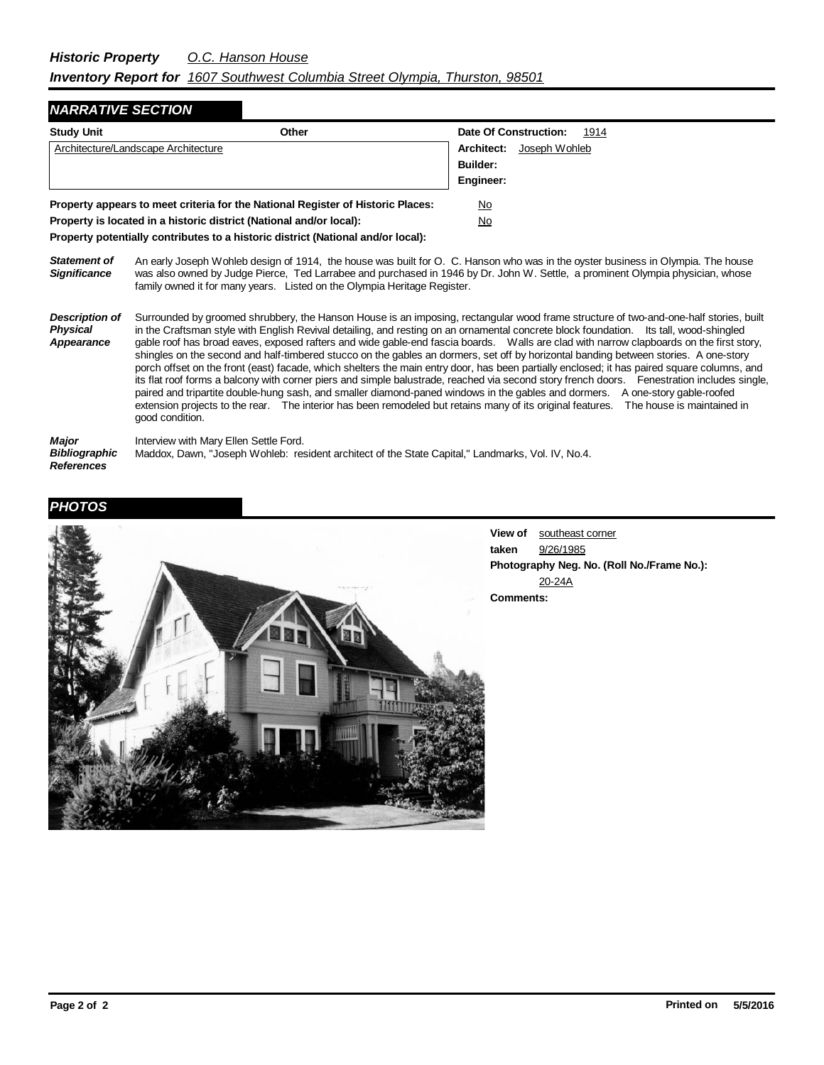***Historic Property*** *O.C. Hanson House*

***Inventory Report for*** *1607 Southwest Columbia Street Olympia, Thurston, 98501*

## *NARRATIVE SECTION*

| Study Unit | Other | |
|---|---|---|
| Architecture/Landscape Architecture | | **Date Of Construction:** 1914<br>**Architect:** Joseph Wohleb<br>**Builder:**<br>**Engineer:** |

**Property appears to meet criteria for the National Register of Historic Places:** No

**Property is located in a historic district (National and/or local):** No

**Property potentially contributes to a historic district (National and/or local):**

***Statement of Significance***

An early Joseph Wohleb design of 1914, the house was built for O. C. Hanson who was in the oyster business in Olympia. The house was also owned by Judge Pierce, Ted Larrabee and purchased in 1946 by Dr. John W. Settle, a prominent Olympia physician, whose family owned it for many years. Listed on the Olympia Heritage Register.

***Description of Physical Appearance***

Surrounded by groomed shrubbery, the Hanson House is an imposing, rectangular wood frame structure of two-and-one-half stories, built in the Craftsman style with English Revival detailing, and resting on an ornamental concrete block foundation. Its tall, wood-shingled gable roof has broad eaves, exposed rafters and wide gable-end fascia boards. Walls are clad with narrow clapboards on the first story, shingles on the second and half-timbered stucco on the gables an dormers, set off by horizontal banding between stories. A one-story porch offset on the front (east) facade, which shelters the main entry door, has been partially enclosed; it has paired square columns, and its flat roof forms a balcony with corner piers and simple balustrade, reached via second story french doors. Fenestration includes single, paired and tripartite double-hung sash, and smaller diamond-paned windows in the gables and dormers. A one-story gable-roofed extension projects to the rear. The interior has been remodeled but retains many of its original features. The house is maintained in good condition.

***Major Bibliographic References***

Interview with Mary Ellen Settle Ford.
Maddox, Dawn, "Joseph Wohleb: resident architect of the State Capital," Landmarks, Vol. IV, No.4.

## *PHOTOS*

**View of** southeast corner

**taken** 9/26/1985

**Photography Neg. No. (Roll No./Frame No.):** 20-24A

**Comments:**